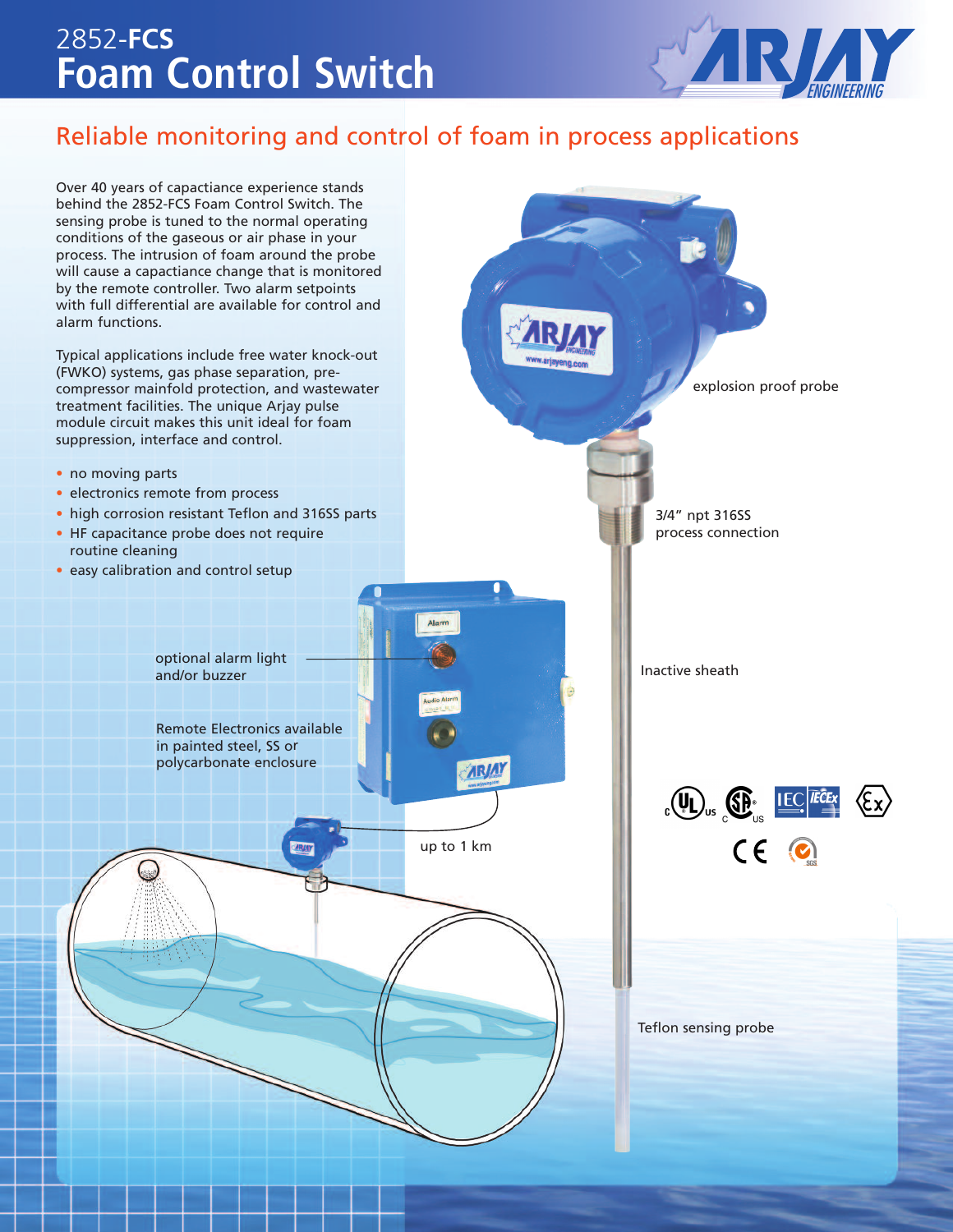# 2852-FCS Foam Control Switch

## Reliable monitoring and control of foam in process applications

Over 40 years of capactiance experience stands behind the 2852-FCS Foam Control Switch. The sensing probe is tuned to the normal operating conditions of the gaseous or air phase in your process. The intrusion of foam around the probe will cause a capactiance change that is monitored by the remote controller. Two alarm setpoints with full differential are available for control and alarm functions.

Typical applications include free water knock-out (FWKO) systems, gas phase separation, pre-compressor mainfold protection, and wastewater treatment facilities. The unique Arjay pulse module circuit makes this unit ideal for foam suppression, interface and control.

- no moving parts
- electronics remote from process
- high corrosion resistant Teflon and 316SS parts
- HF capacitance probe does not require routine cleaning
- easy calibration and control setup

optional alarm light and/or buzzer

Remote Electronics available in painted steel, SS or polycarbonate enclosure

up to 1 km

explosion proof probe

3/4" npt 316SS process connection

Inactive sheath

Teflon sensing probe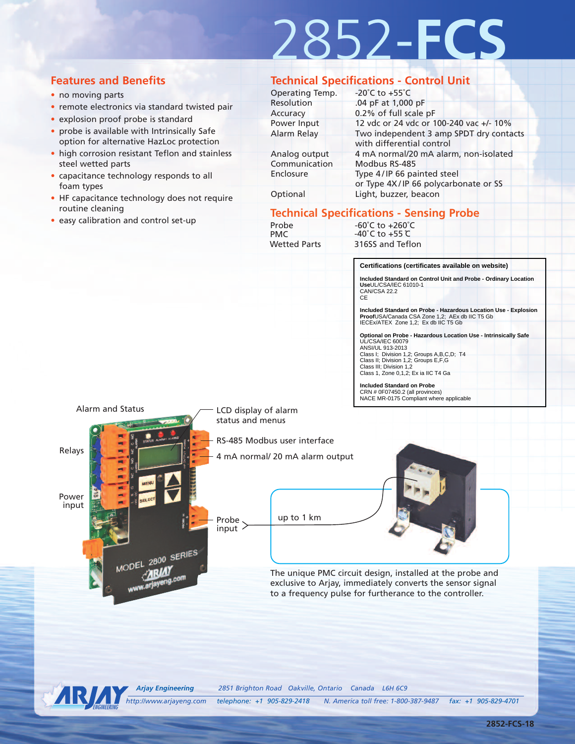# 2852-FCS

## Features and Benefits

- no moving parts
- remote electronics via standard twisted pair
- explosion proof probe is standard
- probe is available with Intrinsically Safe option for alternative HazLoc protection
- high corrosion resistant Teflon and stainless steel wetted parts
- capacitance technology responds to all foam types
- HF capacitance technology does not require routine cleaning
- easy calibration and control set-up

## Technical Specifications - Control Unit

| | |
|---|---|
| Operating Temp. | -20˚C to +55˚C |
| Resolution | .04 pF at 1,000 pF |
| Accuracy | 0.2% of full scale pF |
| Power Input | 12 vdc or 24 vdc or 100-240 vac +/- 10% |
| Alarm Relay | Two independent 3 amp SPDT dry contacts with differential control |
| Analog output | 4 mA normal/20 mA alarm, non-isolated |
| Communication | Modbus RS-485 |
| Enclosure | Type 4/IP 66 painted steel or Type 4X/IP 66 polycarbonate or SS |
| Optional | Light, buzzer, beacon |

## Technical Specifications - Sensing Probe

| | |
|---|---|
| Probe | -60˚C to +260˚C |
| PMC | -40˚C to +55˚C |
| Wetted Parts | 316SS and Teflon |

**Certifications (certificates available on website)**

**Included Standard on Control Unit and Probe - Ordinary Location Use**
UL/CSA/IEC 61010-1
CAN/CSA 22.2
CE

**Included Standard on Probe - Hazardous Location Use - Explosion Proof**
USA/Canada CSA Zone 1,2; AEx db IIC T5 Gb
IECEx/ATEX Zone 1,2; Ex db IIC T5 Gb

**Optional on Probe - Hazardous Location Use - Intrinsically Safe**
UL/CSA/IEC 60079
ANSI/UL 913-2013
Class I; Division 1,2; Groups A,B,C,D; T4
Class II; Division 1,2; Groups E,F,G
Class III; Division 1,2
Class 1, Zone 0,1,2; Ex ia IIC T4 Ga

**Included Standard on Probe**
CRN # 0F07450.2 (all provinces)
NACE MR-0175 Compliant where applicable

Alarm and Status
Relays
Power input
LCD display of alarm status and menus
RS-485 Modbus user interface
4 mA normal/ 20 mA alarm output
Probe input
up to 1 km

The unique PMC circuit design, installed at the probe and exclusive to Arjay, immediately converts the sensor signal to a frequency pulse for furtherance to the controller.

*Arjay Engineering* *2851 Brighton Road Oakville, Ontario Canada L6H 6C9*
*http://www.arjayeng.com telephone: +1 905-829-2418 N. America toll free: 1-800-387-9487 fax: +1 905-829-4701*

**2852-FCS-18**